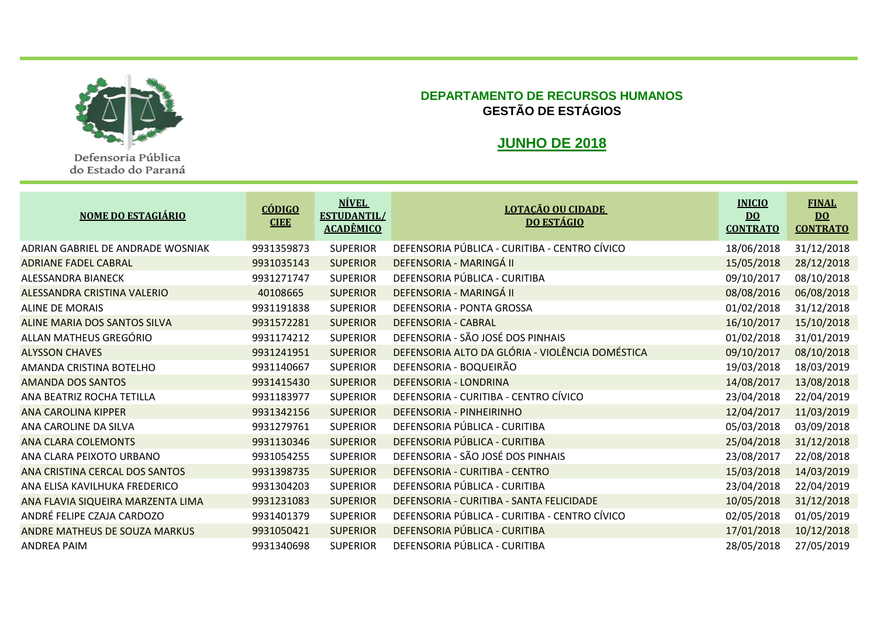Defensoria Pública do Estado do Paraná

**DEPARTAMENTO DE RECURSOS HUMANOS**
**GESTÃO DE ESTÁGIOS**

## JUNHO DE 2018

| NOME DO ESTAGIÁRIO | CÓDIGO CIEE | NÍVEL ESTUDANTIL/ ACADÊMICO | LOTAÇÃO OU CIDADE DO ESTÁGIO | INICIO DO CONTRATO | FINAL DO CONTRATO |
|---|---|---|---|---|---|
| ADRIAN GABRIEL DE ANDRADE WOSNIAK | 9931359873 | SUPERIOR | DEFENSORIA PÚBLICA - CURITIBA - CENTRO CÍVICO | 18/06/2018 | 31/12/2018 |
| ADRIANE FADEL CABRAL | 9931035143 | SUPERIOR | DEFENSORIA - MARINGÁ II | 15/05/2018 | 28/12/2018 |
| ALESSANDRA BIANECK | 9931271747 | SUPERIOR | DEFENSORIA PÚBLICA - CURITIBA | 09/10/2017 | 08/10/2018 |
| ALESSANDRA CRISTINA VALERIO | 40108665 | SUPERIOR | DEFENSORIA - MARINGÁ II | 08/08/2016 | 06/08/2018 |
| ALINE DE MORAIS | 9931191838 | SUPERIOR | DEFENSORIA - PONTA GROSSA | 01/02/2018 | 31/12/2018 |
| ALINE MARIA DOS SANTOS SILVA | 9931572281 | SUPERIOR | DEFENSORIA - CABRAL | 16/10/2017 | 15/10/2018 |
| ALLAN MATHEUS GREGÓRIO | 9931174212 | SUPERIOR | DEFENSORIA - SÃO JOSÉ DOS PINHAIS | 01/02/2018 | 31/01/2019 |
| ALYSSON CHAVES | 9931241951 | SUPERIOR | DEFENSORIA ALTO DA GLÓRIA - VIOLÊNCIA DOMÉSTICA | 09/10/2017 | 08/10/2018 |
| AMANDA CRISTINA BOTELHO | 9931140667 | SUPERIOR | DEFENSORIA - BOQUEIRÃO | 19/03/2018 | 18/03/2019 |
| AMANDA DOS SANTOS | 9931415430 | SUPERIOR | DEFENSORIA - LONDRINA | 14/08/2017 | 13/08/2018 |
| ANA BEATRIZ ROCHA TETILLA | 9931183977 | SUPERIOR | DEFENSORIA - CURITIBA - CENTRO CÍVICO | 23/04/2018 | 22/04/2019 |
| ANA CAROLINA KIPPER | 9931342156 | SUPERIOR | DEFENSORIA - PINHEIRINHO | 12/04/2017 | 11/03/2019 |
| ANA CAROLINE DA SILVA | 9931279761 | SUPERIOR | DEFENSORIA PÚBLICA - CURITIBA | 05/03/2018 | 03/09/2018 |
| ANA CLARA COLEMONTS | 9931130346 | SUPERIOR | DEFENSORIA PÚBLICA - CURITIBA | 25/04/2018 | 31/12/2018 |
| ANA CLARA PEIXOTO URBANO | 9931054255 | SUPERIOR | DEFENSORIA - SÃO JOSÉ DOS PINHAIS | 23/08/2017 | 22/08/2018 |
| ANA CRISTINA CERCAL DOS SANTOS | 9931398735 | SUPERIOR | DEFENSORIA - CURITIBA - CENTRO | 15/03/2018 | 14/03/2019 |
| ANA ELISA KAVILHUKA FREDERICO | 9931304203 | SUPERIOR | DEFENSORIA PÚBLICA - CURITIBA | 23/04/2018 | 22/04/2019 |
| ANA FLAVIA SIQUEIRA MARZENTA LIMA | 9931231083 | SUPERIOR | DEFENSORIA - CURITIBA - SANTA FELICIDADE | 10/05/2018 | 31/12/2018 |
| ANDRÉ FELIPE CZAJA CARDOZO | 9931401379 | SUPERIOR | DEFENSORIA PÚBLICA - CURITIBA - CENTRO CÍVICO | 02/05/2018 | 01/05/2019 |
| ANDRE MATHEUS DE SOUZA MARKUS | 9931050421 | SUPERIOR | DEFENSORIA PÚBLICA - CURITIBA | 17/01/2018 | 10/12/2018 |
| ANDREA PAIM | 9931340698 | SUPERIOR | DEFENSORIA PÚBLICA - CURITIBA | 28/05/2018 | 27/05/2019 |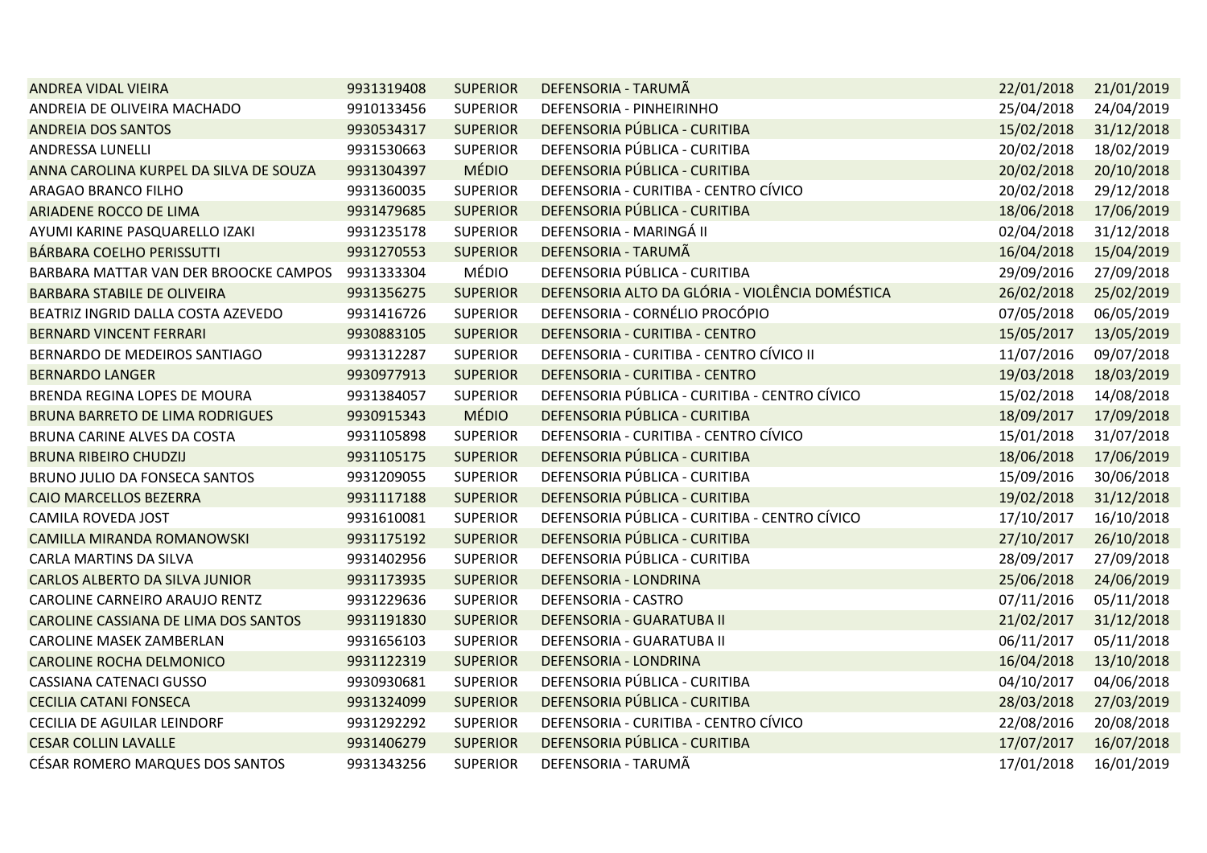| | | | | | |
|---|---|---|---|---|---|
| ANDREA VIDAL VIEIRA | 9931319408 | SUPERIOR | DEFENSORIA - TARUMÃ | 22/01/2018 | 21/01/2019 |
| ANDREIA DE OLIVEIRA MACHADO | 9910133456 | SUPERIOR | DEFENSORIA - PINHEIRINHO | 25/04/2018 | 24/04/2019 |
| ANDREIA DOS SANTOS | 9930534317 | SUPERIOR | DEFENSORIA PÚBLICA - CURITIBA | 15/02/2018 | 31/12/2018 |
| ANDRESSA LUNELLI | 9931530663 | SUPERIOR | DEFENSORIA PÚBLICA - CURITIBA | 20/02/2018 | 18/02/2019 |
| ANNA CAROLINA KURPEL DA SILVA DE SOUZA | 9931304397 | MÉDIO | DEFENSORIA PÚBLICA - CURITIBA | 20/02/2018 | 20/10/2018 |
| ARAGAO BRANCO FILHO | 9931360035 | SUPERIOR | DEFENSORIA - CURITIBA - CENTRO CÍVICO | 20/02/2018 | 29/12/2018 |
| ARIADENE ROCCO DE LIMA | 9931479685 | SUPERIOR | DEFENSORIA PÚBLICA - CURITIBA | 18/06/2018 | 17/06/2019 |
| AYUMI KARINE PASQUARELLO IZAKI | 9931235178 | SUPERIOR | DEFENSORIA - MARINGÁ II | 02/04/2018 | 31/12/2018 |
| BÁRBARA COELHO PERISSUTTI | 9931270553 | SUPERIOR | DEFENSORIA - TARUMÃ | 16/04/2018 | 15/04/2019 |
| BARBARA MATTAR VAN DER BROOCKE CAMPOS | 9931333304 | MÉDIO | DEFENSORIA PÚBLICA - CURITIBA | 29/09/2016 | 27/09/2018 |
| BARBARA STABILE DE OLIVEIRA | 9931356275 | SUPERIOR | DEFENSORIA ALTO DA GLÓRIA - VIOLÊNCIA DOMÉSTICA | 26/02/2018 | 25/02/2019 |
| BEATRIZ INGRID DALLA COSTA AZEVEDO | 9931416726 | SUPERIOR | DEFENSORIA - CORNÉLIO PROCÓPIO | 07/05/2018 | 06/05/2019 |
| BERNARD VINCENT FERRARI | 9930883105 | SUPERIOR | DEFENSORIA - CURITIBA - CENTRO | 15/05/2017 | 13/05/2019 |
| BERNARDO DE MEDEIROS SANTIAGO | 9931312287 | SUPERIOR | DEFENSORIA - CURITIBA - CENTRO CÍVICO II | 11/07/2016 | 09/07/2018 |
| BERNARDO LANGER | 9930977913 | SUPERIOR | DEFENSORIA - CURITIBA - CENTRO | 19/03/2018 | 18/03/2019 |
| BRENDA REGINA LOPES DE MOURA | 9931384057 | SUPERIOR | DEFENSORIA PÚBLICA - CURITIBA - CENTRO CÍVICO | 15/02/2018 | 14/08/2018 |
| BRUNA BARRETO DE LIMA RODRIGUES | 9930915343 | MÉDIO | DEFENSORIA PÚBLICA - CURITIBA | 18/09/2017 | 17/09/2018 |
| BRUNA CARINE ALVES DA COSTA | 9931105898 | SUPERIOR | DEFENSORIA - CURITIBA - CENTRO CÍVICO | 15/01/2018 | 31/07/2018 |
| BRUNA RIBEIRO CHUDZIJ | 9931105175 | SUPERIOR | DEFENSORIA PÚBLICA - CURITIBA | 18/06/2018 | 17/06/2019 |
| BRUNO JULIO DA FONSECA SANTOS | 9931209055 | SUPERIOR | DEFENSORIA PÚBLICA - CURITIBA | 15/09/2016 | 30/06/2018 |
| CAIO MARCELLOS BEZERRA | 9931117188 | SUPERIOR | DEFENSORIA PÚBLICA - CURITIBA | 19/02/2018 | 31/12/2018 |
| CAMILA ROVEDA JOST | 9931610081 | SUPERIOR | DEFENSORIA PÚBLICA - CURITIBA - CENTRO CÍVICO | 17/10/2017 | 16/10/2018 |
| CAMILLA MIRANDA ROMANOWSKI | 9931175192 | SUPERIOR | DEFENSORIA PÚBLICA - CURITIBA | 27/10/2017 | 26/10/2018 |
| CARLA MARTINS DA SILVA | 9931402956 | SUPERIOR | DEFENSORIA PÚBLICA - CURITIBA | 28/09/2017 | 27/09/2018 |
| CARLOS ALBERTO DA SILVA JUNIOR | 9931173935 | SUPERIOR | DEFENSORIA - LONDRINA | 25/06/2018 | 24/06/2019 |
| CAROLINE CARNEIRO ARAUJO RENTZ | 9931229636 | SUPERIOR | DEFENSORIA - CASTRO | 07/11/2016 | 05/11/2018 |
| CAROLINE CASSIANA DE LIMA DOS SANTOS | 9931191830 | SUPERIOR | DEFENSORIA - GUARATUBA II | 21/02/2017 | 31/12/2018 |
| CAROLINE MASEK ZAMBERLAN | 9931656103 | SUPERIOR | DEFENSORIA - GUARATUBA II | 06/11/2017 | 05/11/2018 |
| CAROLINE ROCHA DELMONICO | 9931122319 | SUPERIOR | DEFENSORIA - LONDRINA | 16/04/2018 | 13/10/2018 |
| CASSIANA CATENACI GUSSO | 9930930681 | SUPERIOR | DEFENSORIA PÚBLICA - CURITIBA | 04/10/2017 | 04/06/2018 |
| CECILIA CATANI FONSECA | 9931324099 | SUPERIOR | DEFENSORIA PÚBLICA - CURITIBA | 28/03/2018 | 27/03/2019 |
| CECILIA DE AGUILAR LEINDORF | 9931292292 | SUPERIOR | DEFENSORIA - CURITIBA - CENTRO CÍVICO | 22/08/2016 | 20/08/2018 |
| CESAR COLLIN LAVALLE | 9931406279 | SUPERIOR | DEFENSORIA PÚBLICA - CURITIBA | 17/07/2017 | 16/07/2018 |
| CÉSAR ROMERO MARQUES DOS SANTOS | 9931343256 | SUPERIOR | DEFENSORIA - TARUMÃ | 17/01/2018 | 16/01/2019 |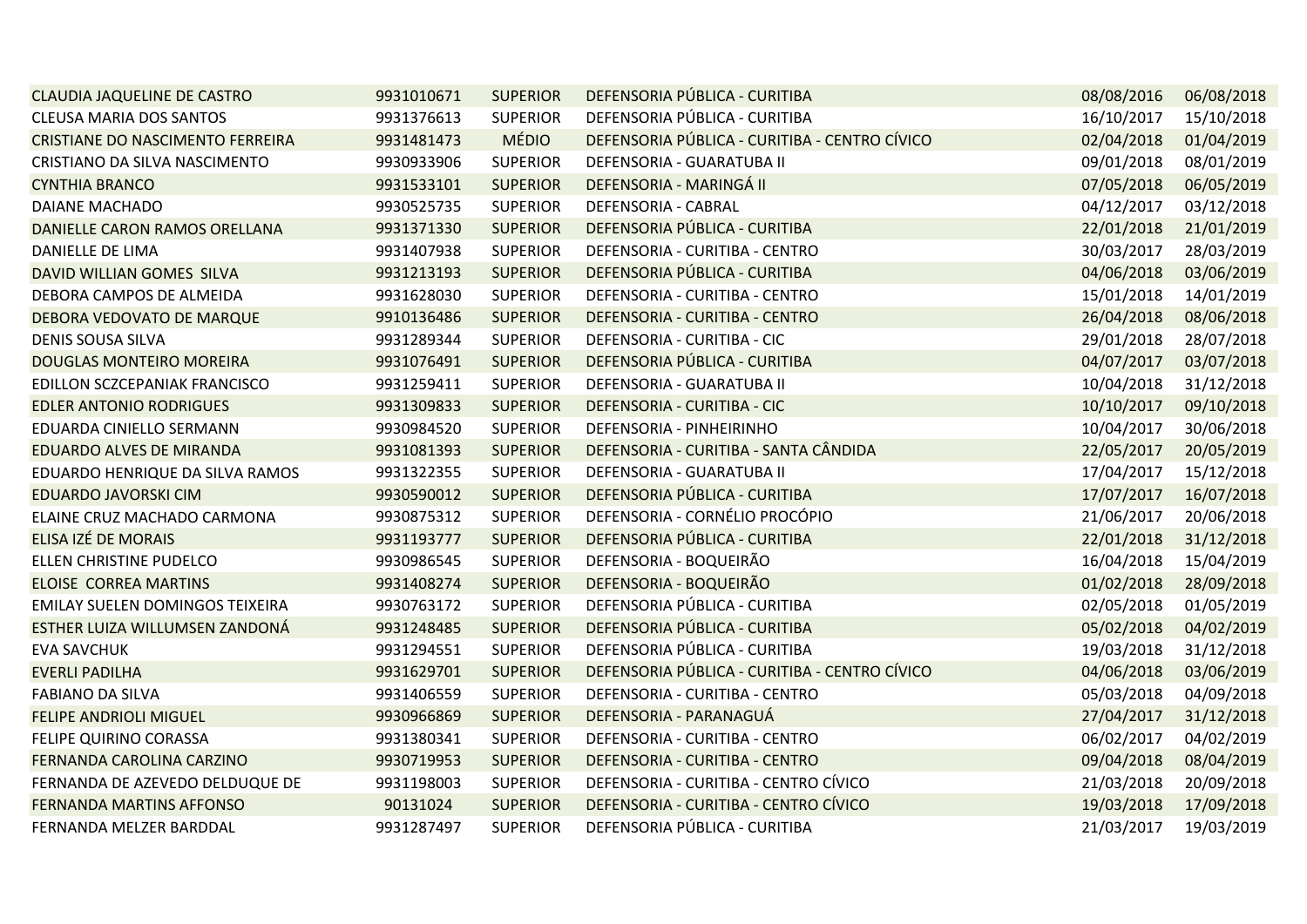| | | | | | |
|---|---|---|---|---|---|
| CLAUDIA JAQUELINE DE CASTRO | 9931010671 | SUPERIOR | DEFENSORIA PÚBLICA - CURITIBA | 08/08/2016 | 06/08/2018 |
| CLEUSA MARIA DOS SANTOS | 9931376613 | SUPERIOR | DEFENSORIA PÚBLICA - CURITIBA | 16/10/2017 | 15/10/2018 |
| CRISTIANE DO NASCIMENTO FERREIRA | 9931481473 | MÉDIO | DEFENSORIA PÚBLICA - CURITIBA - CENTRO CÍVICO | 02/04/2018 | 01/04/2019 |
| CRISTIANO DA SILVA NASCIMENTO | 9930933906 | SUPERIOR | DEFENSORIA - GUARATUBA II | 09/01/2018 | 08/01/2019 |
| CYNTHIA BRANCO | 9931533101 | SUPERIOR | DEFENSORIA - MARINGÁ II | 07/05/2018 | 06/05/2019 |
| DAIANE MACHADO | 9930525735 | SUPERIOR | DEFENSORIA - CABRAL | 04/12/2017 | 03/12/2018 |
| DANIELLE CARON RAMOS ORELLANA | 9931371330 | SUPERIOR | DEFENSORIA PÚBLICA - CURITIBA | 22/01/2018 | 21/01/2019 |
| DANIELLE DE LIMA | 9931407938 | SUPERIOR | DEFENSORIA - CURITIBA - CENTRO | 30/03/2017 | 28/03/2019 |
| DAVID WILLIAN GOMES SILVA | 9931213193 | SUPERIOR | DEFENSORIA PÚBLICA - CURITIBA | 04/06/2018 | 03/06/2019 |
| DEBORA CAMPOS DE ALMEIDA | 9931628030 | SUPERIOR | DEFENSORIA - CURITIBA - CENTRO | 15/01/2018 | 14/01/2019 |
| DEBORA VEDOVATO DE MARQUE | 9910136486 | SUPERIOR | DEFENSORIA - CURITIBA - CENTRO | 26/04/2018 | 08/06/2018 |
| DENIS SOUSA SILVA | 9931289344 | SUPERIOR | DEFENSORIA - CURITIBA - CIC | 29/01/2018 | 28/07/2018 |
| DOUGLAS MONTEIRO MOREIRA | 9931076491 | SUPERIOR | DEFENSORIA PÚBLICA - CURITIBA | 04/07/2017 | 03/07/2018 |
| EDILLON SCZCEPANIAK FRANCISCO | 9931259411 | SUPERIOR | DEFENSORIA - GUARATUBA II | 10/04/2018 | 31/12/2018 |
| EDLER ANTONIO RODRIGUES | 9931309833 | SUPERIOR | DEFENSORIA - CURITIBA - CIC | 10/10/2017 | 09/10/2018 |
| EDUARDA CINIELLO SERMANN | 9930984520 | SUPERIOR | DEFENSORIA - PINHEIRINHO | 10/04/2017 | 30/06/2018 |
| EDUARDO ALVES DE MIRANDA | 9931081393 | SUPERIOR | DEFENSORIA - CURITIBA - SANTA CÂNDIDA | 22/05/2017 | 20/05/2019 |
| EDUARDO HENRIQUE DA SILVA RAMOS | 9931322355 | SUPERIOR | DEFENSORIA - GUARATUBA II | 17/04/2017 | 15/12/2018 |
| EDUARDO JAVORSKI CIM | 9930590012 | SUPERIOR | DEFENSORIA PÚBLICA - CURITIBA | 17/07/2017 | 16/07/2018 |
| ELAINE CRUZ MACHADO CARMONA | 9930875312 | SUPERIOR | DEFENSORIA - CORNÉLIO PROCÓPIO | 21/06/2017 | 20/06/2018 |
| ELISA IZÉ DE MORAIS | 9931193777 | SUPERIOR | DEFENSORIA PÚBLICA - CURITIBA | 22/01/2018 | 31/12/2018 |
| ELLEN CHRISTINE PUDELCO | 9930986545 | SUPERIOR | DEFENSORIA - BOQUEIRÃO | 16/04/2018 | 15/04/2019 |
| ELOISE CORREA MARTINS | 9931408274 | SUPERIOR | DEFENSORIA - BOQUEIRÃO | 01/02/2018 | 28/09/2018 |
| EMILAY SUELEN DOMINGOS TEIXEIRA | 9930763172 | SUPERIOR | DEFENSORIA PÚBLICA - CURITIBA | 02/05/2018 | 01/05/2019 |
| ESTHER LUIZA WILLUMSEN ZANDONÁ | 9931248485 | SUPERIOR | DEFENSORIA PÚBLICA - CURITIBA | 05/02/2018 | 04/02/2019 |
| EVA SAVCHUK | 9931294551 | SUPERIOR | DEFENSORIA PÚBLICA - CURITIBA | 19/03/2018 | 31/12/2018 |
| EVERLI PADILHA | 9931629701 | SUPERIOR | DEFENSORIA PÚBLICA - CURITIBA - CENTRO CÍVICO | 04/06/2018 | 03/06/2019 |
| FABIANO DA SILVA | 9931406559 | SUPERIOR | DEFENSORIA - CURITIBA - CENTRO | 05/03/2018 | 04/09/2018 |
| FELIPE ANDRIOLI MIGUEL | 9930966869 | SUPERIOR | DEFENSORIA - PARANAGUÁ | 27/04/2017 | 31/12/2018 |
| FELIPE QUIRINO CORASSA | 9931380341 | SUPERIOR | DEFENSORIA - CURITIBA - CENTRO | 06/02/2017 | 04/02/2019 |
| FERNANDA CAROLINA CARZINO | 9930719953 | SUPERIOR | DEFENSORIA - CURITIBA - CENTRO | 09/04/2018 | 08/04/2019 |
| FERNANDA DE AZEVEDO DELDUQUE DE | 9931198003 | SUPERIOR | DEFENSORIA - CURITIBA - CENTRO CÍVICO | 21/03/2018 | 20/09/2018 |
| FERNANDA MARTINS AFFONSO | 90131024 | SUPERIOR | DEFENSORIA - CURITIBA - CENTRO CÍVICO | 19/03/2018 | 17/09/2018 |
| FERNANDA MELZER BARDDAL | 9931287497 | SUPERIOR | DEFENSORIA PÚBLICA - CURITIBA | 21/03/2017 | 19/03/2019 |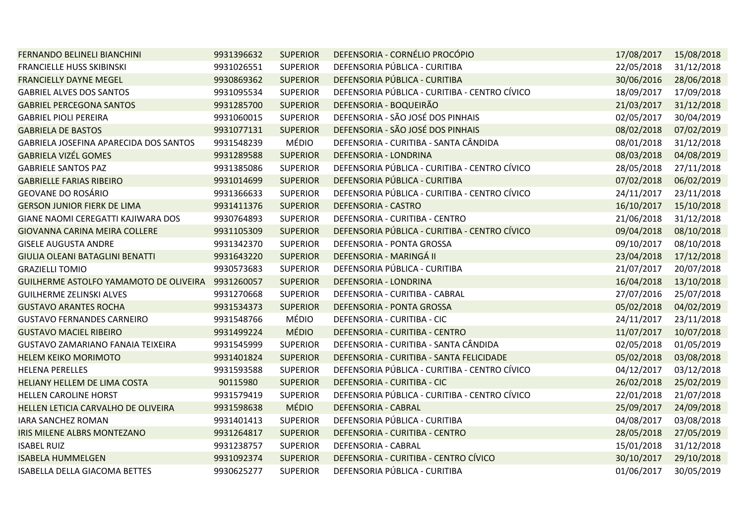| | | | | | |
|---|---|---|---|---|---|
| FERNANDO BELINELI BIANCHINI | 9931396632 | SUPERIOR | DEFENSORIA - CORNÉLIO PROCÓPIO | 17/08/2017 | 15/08/2018 |
| FRANCIELLE HUSS SKIBINSKI | 9931026551 | SUPERIOR | DEFENSORIA PÚBLICA - CURITIBA | 22/05/2018 | 31/12/2018 |
| FRANCIELLY DAYNE MEGEL | 9930869362 | SUPERIOR | DEFENSORIA PÚBLICA - CURITIBA | 30/06/2016 | 28/06/2018 |
| GABRIEL ALVES DOS SANTOS | 9931095534 | SUPERIOR | DEFENSORIA PÚBLICA - CURITIBA - CENTRO CÍVICO | 18/09/2017 | 17/09/2018 |
| GABRIEL PERCEGONA SANTOS | 9931285700 | SUPERIOR | DEFENSORIA - BOQUEIRÃO | 21/03/2017 | 31/12/2018 |
| GABRIEL PIOLI PEREIRA | 9931060015 | SUPERIOR | DEFENSORIA - SÃO JOSÉ DOS PINHAIS | 02/05/2017 | 30/04/2019 |
| GABRIELA DE BASTOS | 9931077131 | SUPERIOR | DEFENSORIA - SÃO JOSÉ DOS PINHAIS | 08/02/2018 | 07/02/2019 |
| GABRIELA JOSEFINA APARECIDA DOS SANTOS | 9931548239 | MÉDIO | DEFENSORIA - CURITIBA - SANTA CÂNDIDA | 08/01/2018 | 31/12/2018 |
| GABRIELA VIZÉL GOMES | 9931289588 | SUPERIOR | DEFENSORIA - LONDRINA | 08/03/2018 | 04/08/2019 |
| GABRIELE SANTOS PAZ | 9931385086 | SUPERIOR | DEFENSORIA PÚBLICA - CURITIBA - CENTRO CÍVICO | 28/05/2018 | 27/11/2018 |
| GABRIELLE FARIAS RIBEIRO | 9931014699 | SUPERIOR | DEFENSORIA PÚBLICA - CURITIBA | 07/02/2018 | 06/02/2019 |
| GEOVANE DO ROSÁRIO | 9931366633 | SUPERIOR | DEFENSORIA PÚBLICA - CURITIBA - CENTRO CÍVICO | 24/11/2017 | 23/11/2018 |
| GERSON JUNIOR FIERK DE LIMA | 9931411376 | SUPERIOR | DEFENSORIA - CASTRO | 16/10/2017 | 15/10/2018 |
| GIANE NAOMI CEREGATTI KAJIWARA DOS | 9930764893 | SUPERIOR | DEFENSORIA - CURITIBA - CENTRO | 21/06/2018 | 31/12/2018 |
| GIOVANNA CARINA MEIRA COLLERE | 9931105309 | SUPERIOR | DEFENSORIA PÚBLICA - CURITIBA - CENTRO CÍVICO | 09/04/2018 | 08/10/2018 |
| GISELE AUGUSTA ANDRE | 9931342370 | SUPERIOR | DEFENSORIA - PONTA GROSSA | 09/10/2017 | 08/10/2018 |
| GIULIA OLEANI BATAGLINI BENATTI | 9931643220 | SUPERIOR | DEFENSORIA - MARINGÁ II | 23/04/2018 | 17/12/2018 |
| GRAZIELLI TOMIO | 9930573683 | SUPERIOR | DEFENSORIA PÚBLICA - CURITIBA | 21/07/2017 | 20/07/2018 |
| GUILHERME ASTOLFO YAMAMOTO DE OLIVEIRA | 9931260057 | SUPERIOR | DEFENSORIA - LONDRINA | 16/04/2018 | 13/10/2018 |
| GUILHERME ZELINSKI ALVES | 9931270668 | SUPERIOR | DEFENSORIA - CURITIBA - CABRAL | 27/07/2016 | 25/07/2018 |
| GUSTAVO ARANTES ROCHA | 9931534373 | SUPERIOR | DEFENSORIA - PONTA GROSSA | 05/02/2018 | 04/02/2019 |
| GUSTAVO FERNANDES CARNEIRO | 9931548766 | MÉDIO | DEFENSORIA - CURITIBA - CIC | 24/11/2017 | 23/11/2018 |
| GUSTAVO MACIEL RIBEIRO | 9931499224 | MÉDIO | DEFENSORIA - CURITIBA - CENTRO | 11/07/2017 | 10/07/2018 |
| GUSTAVO ZAMARIANO FANAIA TEIXEIRA | 9931545999 | SUPERIOR | DEFENSORIA - CURITIBA - SANTA CÂNDIDA | 02/05/2018 | 01/05/2019 |
| HELEM KEIKO MORIMOTO | 9931401824 | SUPERIOR | DEFENSORIA - CURITIBA - SANTA FELICIDADE | 05/02/2018 | 03/08/2018 |
| HELENA PERELLES | 9931593588 | SUPERIOR | DEFENSORIA PÚBLICA - CURITIBA - CENTRO CÍVICO | 04/12/2017 | 03/12/2018 |
| HELIANY HELLEM DE LIMA COSTA | 90115980 | SUPERIOR | DEFENSORIA - CURITIBA - CIC | 26/02/2018 | 25/02/2019 |
| HELLEN CAROLINE HORST | 9931579419 | SUPERIOR | DEFENSORIA PÚBLICA - CURITIBA - CENTRO CÍVICO | 22/01/2018 | 21/07/2018 |
| HELLEN LETICIA CARVALHO DE OLIVEIRA | 9931598638 | MÉDIO | DEFENSORIA - CABRAL | 25/09/2017 | 24/09/2018 |
| IARA SANCHEZ ROMAN | 9931401413 | SUPERIOR | DEFENSORIA PÚBLICA - CURITIBA | 04/08/2017 | 03/08/2018 |
| IRIS MILENE ALBRS MONTEZANO | 9931264817 | SUPERIOR | DEFENSORIA - CURITIBA - CENTRO | 28/05/2018 | 27/05/2019 |
| ISABEL RUIZ | 9931238757 | SUPERIOR | DEFENSORIA - CABRAL | 15/01/2018 | 31/12/2018 |
| ISABELA HUMMELGEN | 9931092374 | SUPERIOR | DEFENSORIA - CURITIBA - CENTRO CÍVICO | 30/10/2017 | 29/10/2018 |
| ISABELLA DELLA GIACOMA BETTES | 9930625277 | SUPERIOR | DEFENSORIA PÚBLICA - CURITIBA | 01/06/2017 | 30/05/2019 |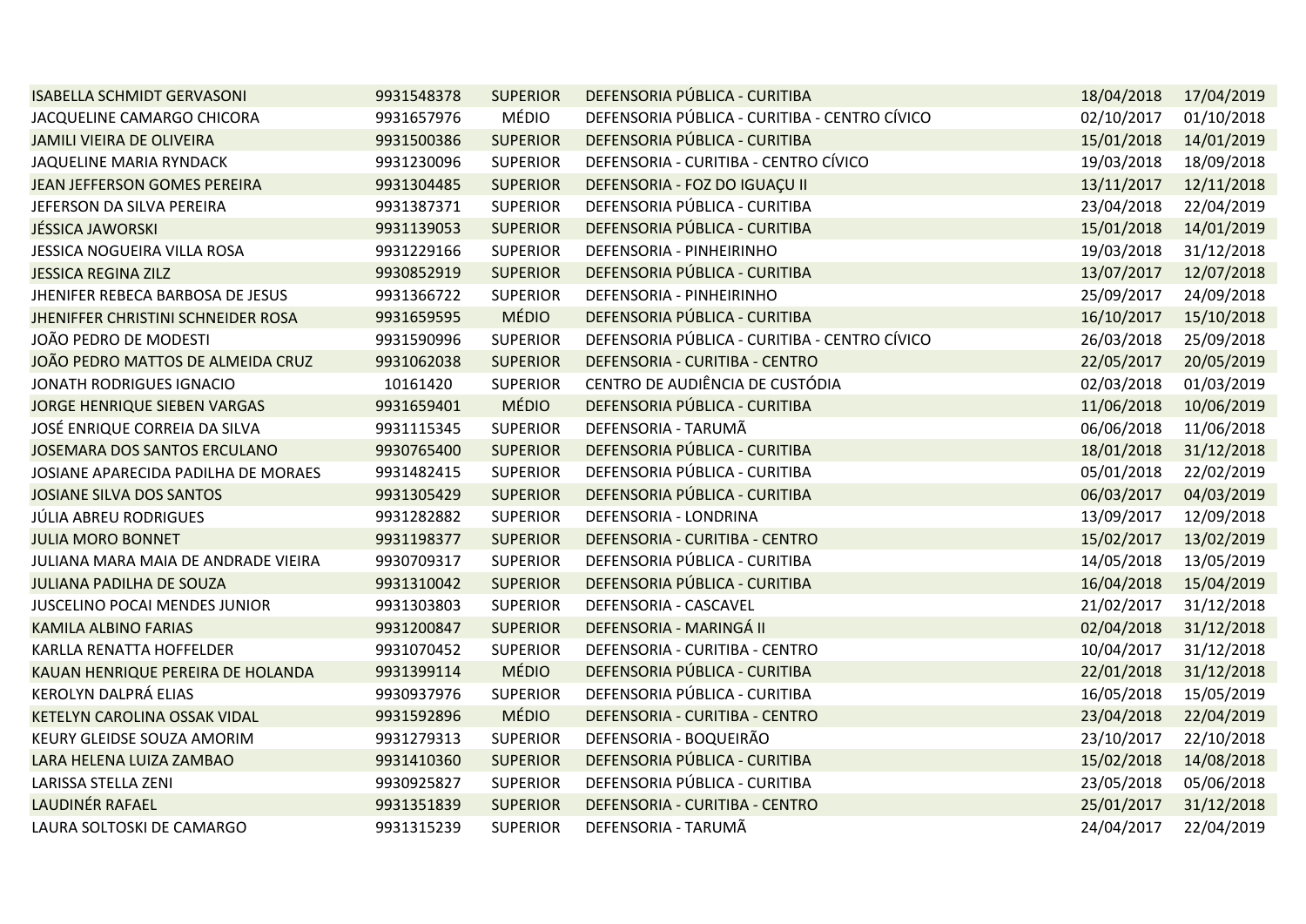| | | | | | |
|---|---|---|---|---|---|
| ISABELLA SCHMIDT GERVASONI | 9931548378 | SUPERIOR | DEFENSORIA PÚBLICA - CURITIBA | 18/04/2018 | 17/04/2019 |
| JACQUELINE CAMARGO CHICORA | 9931657976 | MÉDIO | DEFENSORIA PÚBLICA - CURITIBA - CENTRO CÍVICO | 02/10/2017 | 01/10/2018 |
| JAMILI VIEIRA DE OLIVEIRA | 9931500386 | SUPERIOR | DEFENSORIA PÚBLICA - CURITIBA | 15/01/2018 | 14/01/2019 |
| JAQUELINE MARIA RYNDACK | 9931230096 | SUPERIOR | DEFENSORIA - CURITIBA - CENTRO CÍVICO | 19/03/2018 | 18/09/2018 |
| JEAN JEFFERSON GOMES PEREIRA | 9931304485 | SUPERIOR | DEFENSORIA - FOZ DO IGUAÇU II | 13/11/2017 | 12/11/2018 |
| JEFERSON DA SILVA PEREIRA | 9931387371 | SUPERIOR | DEFENSORIA PÚBLICA - CURITIBA | 23/04/2018 | 22/04/2019 |
| JÉSSICA JAWORSKI | 9931139053 | SUPERIOR | DEFENSORIA PÚBLICA - CURITIBA | 15/01/2018 | 14/01/2019 |
| JESSICA NOGUEIRA VILLA ROSA | 9931229166 | SUPERIOR | DEFENSORIA - PINHEIRINHO | 19/03/2018 | 31/12/2018 |
| JESSICA REGINA ZILZ | 9930852919 | SUPERIOR | DEFENSORIA PÚBLICA - CURITIBA | 13/07/2017 | 12/07/2018 |
| JHENIFER REBECA BARBOSA DE JESUS | 9931366722 | SUPERIOR | DEFENSORIA - PINHEIRINHO | 25/09/2017 | 24/09/2018 |
| JHENIFFER CHRISTINI SCHNEIDER ROSA | 9931659595 | MÉDIO | DEFENSORIA PÚBLICA - CURITIBA | 16/10/2017 | 15/10/2018 |
| JOÃO PEDRO DE MODESTI | 9931590996 | SUPERIOR | DEFENSORIA PÚBLICA - CURITIBA - CENTRO CÍVICO | 26/03/2018 | 25/09/2018 |
| JOÃO PEDRO MATTOS DE ALMEIDA CRUZ | 9931062038 | SUPERIOR | DEFENSORIA - CURITIBA - CENTRO | 22/05/2017 | 20/05/2019 |
| JONATH RODRIGUES IGNACIO | 10161420 | SUPERIOR | CENTRO DE AUDIÊNCIA DE CUSTÓDIA | 02/03/2018 | 01/03/2019 |
| JORGE HENRIQUE SIEBEN VARGAS | 9931659401 | MÉDIO | DEFENSORIA PÚBLICA - CURITIBA | 11/06/2018 | 10/06/2019 |
| JOSÉ ENRIQUE CORREIA DA SILVA | 9931115345 | SUPERIOR | DEFENSORIA - TARUMÃ | 06/06/2018 | 11/06/2018 |
| JOSEMARA DOS SANTOS ERCULANO | 9930765400 | SUPERIOR | DEFENSORIA PÚBLICA - CURITIBA | 18/01/2018 | 31/12/2018 |
| JOSIANE APARECIDA PADILHA DE MORAES | 9931482415 | SUPERIOR | DEFENSORIA PÚBLICA - CURITIBA | 05/01/2018 | 22/02/2019 |
| JOSIANE SILVA DOS SANTOS | 9931305429 | SUPERIOR | DEFENSORIA PÚBLICA - CURITIBA | 06/03/2017 | 04/03/2019 |
| JÚLIA ABREU RODRIGUES | 9931282882 | SUPERIOR | DEFENSORIA - LONDRINA | 13/09/2017 | 12/09/2018 |
| JULIA MORO BONNET | 9931198377 | SUPERIOR | DEFENSORIA - CURITIBA - CENTRO | 15/02/2017 | 13/02/2019 |
| JULIANA MARA MAIA DE ANDRADE VIEIRA | 9930709317 | SUPERIOR | DEFENSORIA PÚBLICA - CURITIBA | 14/05/2018 | 13/05/2019 |
| JULIANA PADILHA DE SOUZA | 9931310042 | SUPERIOR | DEFENSORIA PÚBLICA - CURITIBA | 16/04/2018 | 15/04/2019 |
| JUSCELINO POCAI MENDES JUNIOR | 9931303803 | SUPERIOR | DEFENSORIA - CASCAVEL | 21/02/2017 | 31/12/2018 |
| KAMILA ALBINO FARIAS | 9931200847 | SUPERIOR | DEFENSORIA - MARINGÁ II | 02/04/2018 | 31/12/2018 |
| KARLLA RENATTA HOFFELDER | 9931070452 | SUPERIOR | DEFENSORIA - CURITIBA - CENTRO | 10/04/2017 | 31/12/2018 |
| KAUAN HENRIQUE PEREIRA DE HOLANDA | 9931399114 | MÉDIO | DEFENSORIA PÚBLICA - CURITIBA | 22/01/2018 | 31/12/2018 |
| KEROLYN DALPRÁ ELIAS | 9930937976 | SUPERIOR | DEFENSORIA PÚBLICA - CURITIBA | 16/05/2018 | 15/05/2019 |
| KETELYN CAROLINA OSSAK VIDAL | 9931592896 | MÉDIO | DEFENSORIA - CURITIBA - CENTRO | 23/04/2018 | 22/04/2019 |
| KEURY GLEIDSE SOUZA AMORIM | 9931279313 | SUPERIOR | DEFENSORIA - BOQUEIRÃO | 23/10/2017 | 22/10/2018 |
| LARA HELENA LUIZA ZAMBAO | 9931410360 | SUPERIOR | DEFENSORIA PÚBLICA - CURITIBA | 15/02/2018 | 14/08/2018 |
| LARISSA STELLA ZENI | 9930925827 | SUPERIOR | DEFENSORIA PÚBLICA - CURITIBA | 23/05/2018 | 05/06/2018 |
| LAUDINÉR RAFAEL | 9931351839 | SUPERIOR | DEFENSORIA - CURITIBA - CENTRO | 25/01/2017 | 31/12/2018 |
| LAURA SOLTOSKI DE CAMARGO | 9931315239 | SUPERIOR | DEFENSORIA - TARUMÃ | 24/04/2017 | 22/04/2019 |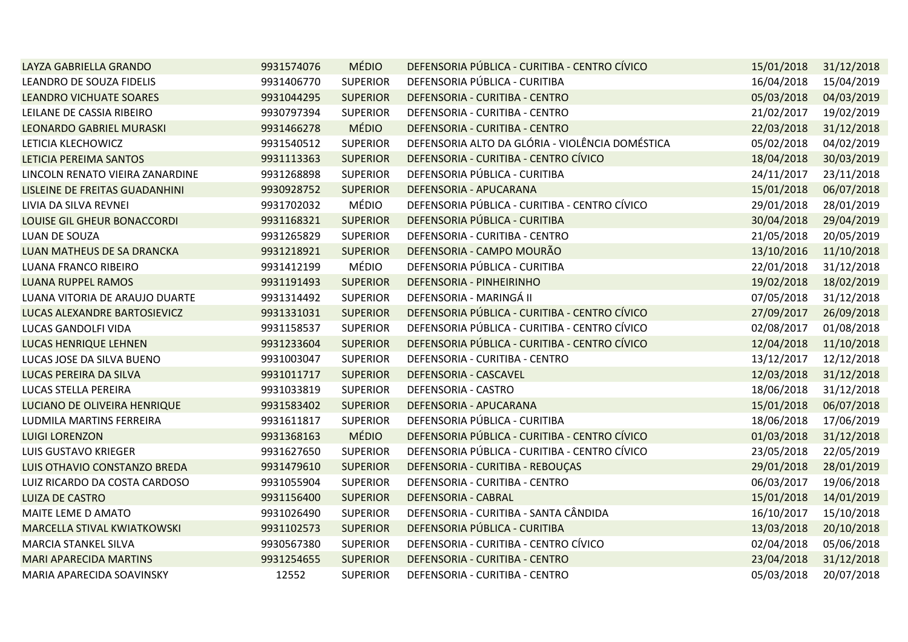| | | | | | |
|---|---|---|---|---|---|
| LAYZA GABRIELLA GRANDO | 9931574076 | MÉDIO | DEFENSORIA PÚBLICA - CURITIBA - CENTRO CÍVICO | 15/01/2018 | 31/12/2018 |
| LEANDRO DE SOUZA FIDELIS | 9931406770 | SUPERIOR | DEFENSORIA PÚBLICA - CURITIBA | 16/04/2018 | 15/04/2019 |
| LEANDRO VICHUATE SOARES | 9931044295 | SUPERIOR | DEFENSORIA - CURITIBA - CENTRO | 05/03/2018 | 04/03/2019 |
| LEILANE DE CASSIA RIBEIRO | 9930797394 | SUPERIOR | DEFENSORIA - CURITIBA - CENTRO | 21/02/2017 | 19/02/2019 |
| LEONARDO GABRIEL MURASKI | 9931466278 | MÉDIO | DEFENSORIA - CURITIBA - CENTRO | 22/03/2018 | 31/12/2018 |
| LETICIA KLECHOWICZ | 9931540512 | SUPERIOR | DEFENSORIA ALTO DA GLÓRIA - VIOLÊNCIA DOMÉSTICA | 05/02/2018 | 04/02/2019 |
| LETICIA PEREIMA SANTOS | 9931113363 | SUPERIOR | DEFENSORIA - CURITIBA - CENTRO CÍVICO | 18/04/2018 | 30/03/2019 |
| LINCOLN RENATO VIEIRA ZANARDINE | 9931268898 | SUPERIOR | DEFENSORIA PÚBLICA - CURITIBA | 24/11/2017 | 23/11/2018 |
| LISLEINE DE FREITAS GUADANHINI | 9930928752 | SUPERIOR | DEFENSORIA - APUCARANA | 15/01/2018 | 06/07/2018 |
| LIVIA DA SILVA REVNEI | 9931702032 | MÉDIO | DEFENSORIA PÚBLICA - CURITIBA - CENTRO CÍVICO | 29/01/2018 | 28/01/2019 |
| LOUISE GIL GHEUR BONACCORDI | 9931168321 | SUPERIOR | DEFENSORIA PÚBLICA - CURITIBA | 30/04/2018 | 29/04/2019 |
| LUAN DE SOUZA | 9931265829 | SUPERIOR | DEFENSORIA - CURITIBA - CENTRO | 21/05/2018 | 20/05/2019 |
| LUAN MATHEUS DE SA DRANCKA | 9931218921 | SUPERIOR | DEFENSORIA - CAMPO MOURÃO | 13/10/2016 | 11/10/2018 |
| LUANA FRANCO RIBEIRO | 9931412199 | MÉDIO | DEFENSORIA PÚBLICA - CURITIBA | 22/01/2018 | 31/12/2018 |
| LUANA RUPPEL RAMOS | 9931191493 | SUPERIOR | DEFENSORIA - PINHEIRINHO | 19/02/2018 | 18/02/2019 |
| LUANA VITORIA DE ARAUJO DUARTE | 9931314492 | SUPERIOR | DEFENSORIA - MARINGÁ II | 07/05/2018 | 31/12/2018 |
| LUCAS ALEXANDRE BARTOSIEVICZ | 9931331031 | SUPERIOR | DEFENSORIA PÚBLICA - CURITIBA - CENTRO CÍVICO | 27/09/2017 | 26/09/2018 |
| LUCAS GANDOLFI VIDA | 9931158537 | SUPERIOR | DEFENSORIA PÚBLICA - CURITIBA - CENTRO CÍVICO | 02/08/2017 | 01/08/2018 |
| LUCAS HENRIQUE LEHNEN | 9931233604 | SUPERIOR | DEFENSORIA PÚBLICA - CURITIBA - CENTRO CÍVICO | 12/04/2018 | 11/10/2018 |
| LUCAS JOSE DA SILVA BUENO | 9931003047 | SUPERIOR | DEFENSORIA - CURITIBA - CENTRO | 13/12/2017 | 12/12/2018 |
| LUCAS PEREIRA DA SILVA | 9931011717 | SUPERIOR | DEFENSORIA - CASCAVEL | 12/03/2018 | 31/12/2018 |
| LUCAS STELLA PEREIRA | 9931033819 | SUPERIOR | DEFENSORIA - CASTRO | 18/06/2018 | 31/12/2018 |
| LUCIANO DE OLIVEIRA HENRIQUE | 9931583402 | SUPERIOR | DEFENSORIA - APUCARANA | 15/01/2018 | 06/07/2018 |
| LUDMILA MARTINS FERREIRA | 9931611817 | SUPERIOR | DEFENSORIA PÚBLICA - CURITIBA | 18/06/2018 | 17/06/2019 |
| LUIGI LORENZON | 9931368163 | MÉDIO | DEFENSORIA PÚBLICA - CURITIBA - CENTRO CÍVICO | 01/03/2018 | 31/12/2018 |
| LUIS GUSTAVO KRIEGER | 9931627650 | SUPERIOR | DEFENSORIA PÚBLICA - CURITIBA - CENTRO CÍVICO | 23/05/2018 | 22/05/2019 |
| LUIS OTHAVIO CONSTANZO BREDA | 9931479610 | SUPERIOR | DEFENSORIA - CURITIBA - REBOUÇAS | 29/01/2018 | 28/01/2019 |
| LUIZ RICARDO DA COSTA CARDOSO | 9931055904 | SUPERIOR | DEFENSORIA - CURITIBA - CENTRO | 06/03/2017 | 19/06/2018 |
| LUIZA DE CASTRO | 9931156400 | SUPERIOR | DEFENSORIA - CABRAL | 15/01/2018 | 14/01/2019 |
| MAITE LEME D AMATO | 9931026490 | SUPERIOR | DEFENSORIA - CURITIBA - SANTA CÂNDIDA | 16/10/2017 | 15/10/2018 |
| MARCELLA STIVAL KWIATKOWSKI | 9931102573 | SUPERIOR | DEFENSORIA PÚBLICA - CURITIBA | 13/03/2018 | 20/10/2018 |
| MARCIA STANKEL SILVA | 9930567380 | SUPERIOR | DEFENSORIA - CURITIBA - CENTRO CÍVICO | 02/04/2018 | 05/06/2018 |
| MARI APARECIDA MARTINS | 9931254655 | SUPERIOR | DEFENSORIA - CURITIBA - CENTRO | 23/04/2018 | 31/12/2018 |
| MARIA APARECIDA SOAVINSKY | 12552 | SUPERIOR | DEFENSORIA - CURITIBA - CENTRO | 05/03/2018 | 20/07/2018 |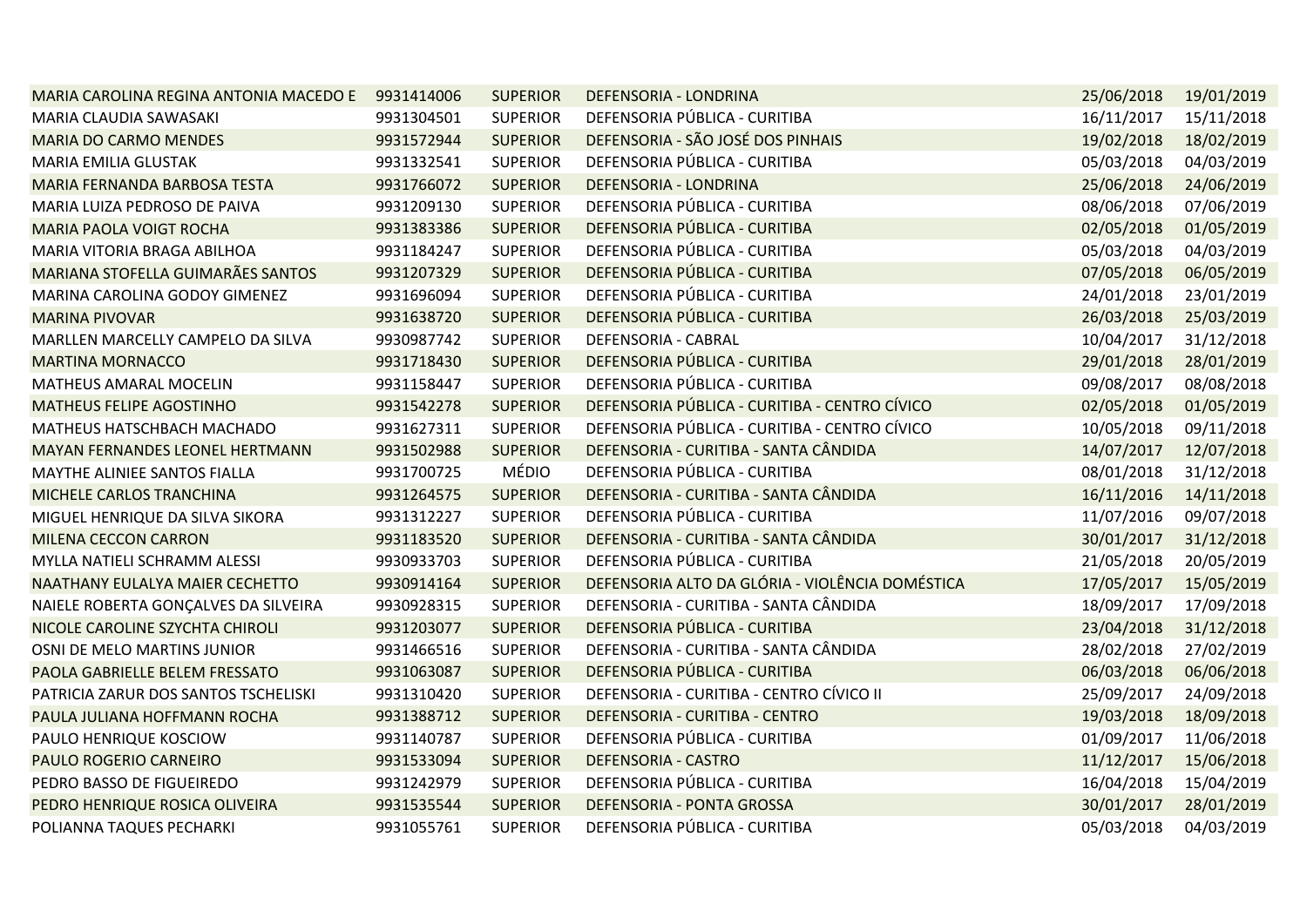| | | | | | |
|---|---|---|---|---|---|
| MARIA CAROLINA REGINA ANTONIA MACEDO E | 9931414006 | SUPERIOR | DEFENSORIA - LONDRINA | 25/06/2018 | 19/01/2019 |
| MARIA CLAUDIA SAWASAKI | 9931304501 | SUPERIOR | DEFENSORIA PÚBLICA - CURITIBA | 16/11/2017 | 15/11/2018 |
| MARIA DO CARMO MENDES | 9931572944 | SUPERIOR | DEFENSORIA - SÃO JOSÉ DOS PINHAIS | 19/02/2018 | 18/02/2019 |
| MARIA EMILIA GLUSTAK | 9931332541 | SUPERIOR | DEFENSORIA PÚBLICA - CURITIBA | 05/03/2018 | 04/03/2019 |
| MARIA FERNANDA BARBOSA TESTA | 9931766072 | SUPERIOR | DEFENSORIA - LONDRINA | 25/06/2018 | 24/06/2019 |
| MARIA LUIZA PEDROSO DE PAIVA | 9931209130 | SUPERIOR | DEFENSORIA PÚBLICA - CURITIBA | 08/06/2018 | 07/06/2019 |
| MARIA PAOLA VOIGT ROCHA | 9931383386 | SUPERIOR | DEFENSORIA PÚBLICA - CURITIBA | 02/05/2018 | 01/05/2019 |
| MARIA VITORIA BRAGA ABILHOA | 9931184247 | SUPERIOR | DEFENSORIA PÚBLICA - CURITIBA | 05/03/2018 | 04/03/2019 |
| MARIANA STOFELLA GUIMARÃES SANTOS | 9931207329 | SUPERIOR | DEFENSORIA PÚBLICA - CURITIBA | 07/05/2018 | 06/05/2019 |
| MARINA CAROLINA GODOY GIMENEZ | 9931696094 | SUPERIOR | DEFENSORIA PÚBLICA - CURITIBA | 24/01/2018 | 23/01/2019 |
| MARINA PIVOVAR | 9931638720 | SUPERIOR | DEFENSORIA PÚBLICA - CURITIBA | 26/03/2018 | 25/03/2019 |
| MARLLEN MARCELLY CAMPELO DA SILVA | 9930987742 | SUPERIOR | DEFENSORIA - CABRAL | 10/04/2017 | 31/12/2018 |
| MARTINA MORNACCO | 9931718430 | SUPERIOR | DEFENSORIA PÚBLICA - CURITIBA | 29/01/2018 | 28/01/2019 |
| MATHEUS AMARAL MOCELIN | 9931158447 | SUPERIOR | DEFENSORIA PÚBLICA - CURITIBA | 09/08/2017 | 08/08/2018 |
| MATHEUS FELIPE AGOSTINHO | 9931542278 | SUPERIOR | DEFENSORIA PÚBLICA - CURITIBA - CENTRO CÍVICO | 02/05/2018 | 01/05/2019 |
| MATHEUS HATSCHBACH MACHADO | 9931627311 | SUPERIOR | DEFENSORIA PÚBLICA - CURITIBA - CENTRO CÍVICO | 10/05/2018 | 09/11/2018 |
| MAYAN FERNANDES LEONEL HERTMANN | 9931502988 | SUPERIOR | DEFENSORIA - CURITIBA - SANTA CÂNDIDA | 14/07/2017 | 12/07/2018 |
| MAYTHE ALINIEE SANTOS FIALLA | 9931700725 | MÉDIO | DEFENSORIA PÚBLICA - CURITIBA | 08/01/2018 | 31/12/2018 |
| MICHELE CARLOS TRANCHINA | 9931264575 | SUPERIOR | DEFENSORIA - CURITIBA - SANTA CÂNDIDA | 16/11/2016 | 14/11/2018 |
| MIGUEL HENRIQUE DA SILVA SIKORA | 9931312227 | SUPERIOR | DEFENSORIA PÚBLICA - CURITIBA | 11/07/2016 | 09/07/2018 |
| MILENA CECCON CARRON | 9931183520 | SUPERIOR | DEFENSORIA - CURITIBA - SANTA CÂNDIDA | 30/01/2017 | 31/12/2018 |
| MYLLA NATIELI SCHRAMM ALESSI | 9930933703 | SUPERIOR | DEFENSORIA PÚBLICA - CURITIBA | 21/05/2018 | 20/05/2019 |
| NAATHANY EULALYA MAIER CECHETTO | 9930914164 | SUPERIOR | DEFENSORIA ALTO DA GLÓRIA - VIOLÊNCIA DOMÉSTICA | 17/05/2017 | 15/05/2019 |
| NAIELE ROBERTA GONÇALVES DA SILVEIRA | 9930928315 | SUPERIOR | DEFENSORIA - CURITIBA - SANTA CÂNDIDA | 18/09/2017 | 17/09/2018 |
| NICOLE CAROLINE SZYCHTA CHIROLI | 9931203077 | SUPERIOR | DEFENSORIA PÚBLICA - CURITIBA | 23/04/2018 | 31/12/2018 |
| OSNI DE MELO MARTINS JUNIOR | 9931466516 | SUPERIOR | DEFENSORIA - CURITIBA - SANTA CÂNDIDA | 28/02/2018 | 27/02/2019 |
| PAOLA GABRIELLE BELEM FRESSATO | 9931063087 | SUPERIOR | DEFENSORIA PÚBLICA - CURITIBA | 06/03/2018 | 06/06/2018 |
| PATRICIA ZARUR DOS SANTOS TSCHELISKI | 9931310420 | SUPERIOR | DEFENSORIA - CURITIBA - CENTRO CÍVICO II | 25/09/2017 | 24/09/2018 |
| PAULA JULIANA HOFFMANN ROCHA | 9931388712 | SUPERIOR | DEFENSORIA - CURITIBA - CENTRO | 19/03/2018 | 18/09/2018 |
| PAULO HENRIQUE KOSCIOW | 9931140787 | SUPERIOR | DEFENSORIA PÚBLICA - CURITIBA | 01/09/2017 | 11/06/2018 |
| PAULO ROGERIO CARNEIRO | 9931533094 | SUPERIOR | DEFENSORIA - CASTRO | 11/12/2017 | 15/06/2018 |
| PEDRO BASSO DE FIGUEIREDO | 9931242979 | SUPERIOR | DEFENSORIA PÚBLICA - CURITIBA | 16/04/2018 | 15/04/2019 |
| PEDRO HENRIQUE ROSICA OLIVEIRA | 9931535544 | SUPERIOR | DEFENSORIA - PONTA GROSSA | 30/01/2017 | 28/01/2019 |
| POLIANNA TAQUES PECHARKI | 9931055761 | SUPERIOR | DEFENSORIA PÚBLICA - CURITIBA | 05/03/2018 | 04/03/2019 |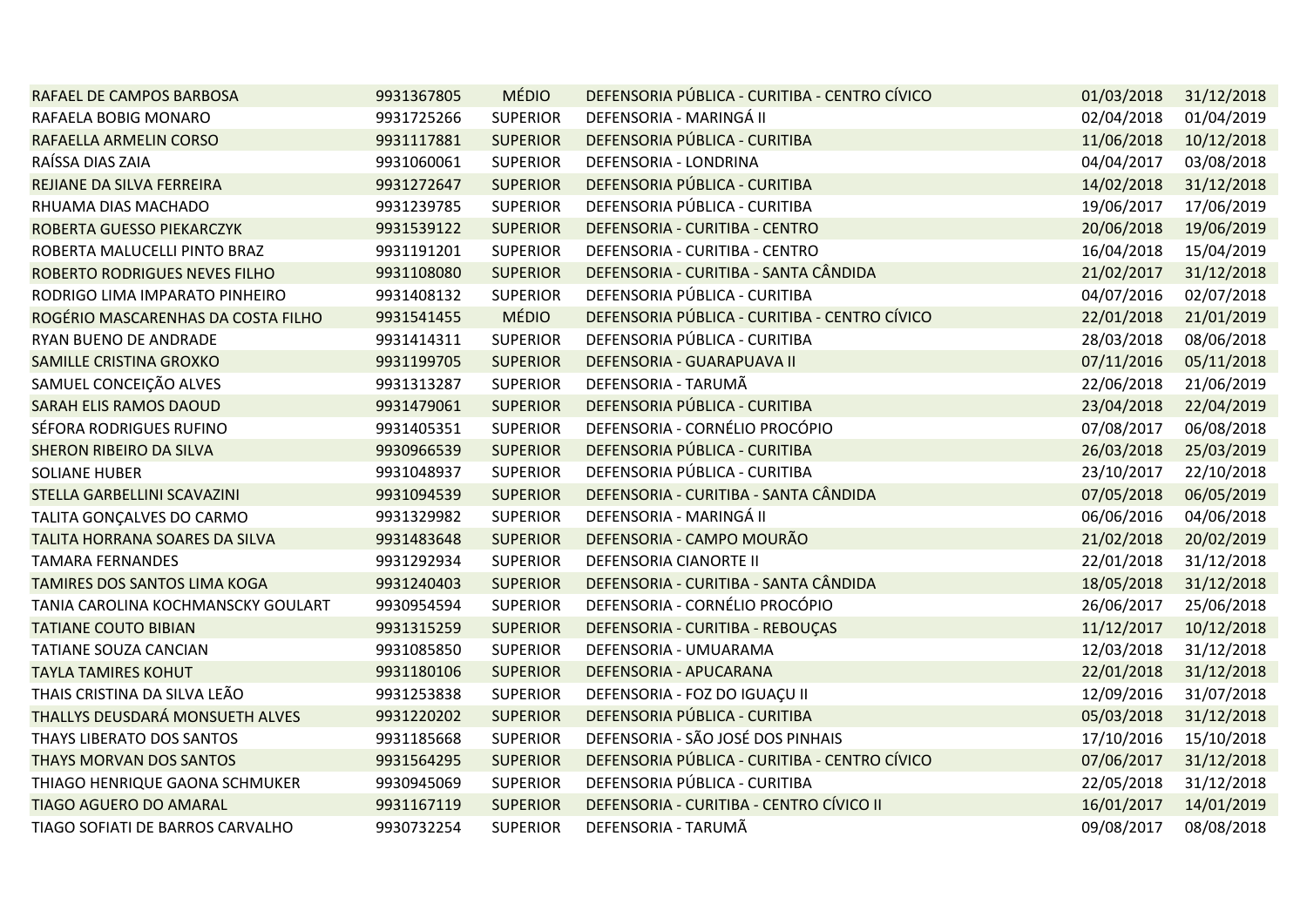| | | | | | |
|---|---|---|---|---|---|
| RAFAEL DE CAMPOS BARBOSA | 9931367805 | MÉDIO | DEFENSORIA PÚBLICA - CURITIBA - CENTRO CÍVICO | 01/03/2018 | 31/12/2018 |
| RAFAELA BOBIG MONARO | 9931725266 | SUPERIOR | DEFENSORIA - MARINGÁ II | 02/04/2018 | 01/04/2019 |
| RAFAELLA ARMELIN CORSO | 9931117881 | SUPERIOR | DEFENSORIA PÚBLICA - CURITIBA | 11/06/2018 | 10/12/2018 |
| RAÍSSA DIAS ZAIA | 9931060061 | SUPERIOR | DEFENSORIA - LONDRINA | 04/04/2017 | 03/08/2018 |
| REJIANE DA SILVA FERREIRA | 9931272647 | SUPERIOR | DEFENSORIA PÚBLICA - CURITIBA | 14/02/2018 | 31/12/2018 |
| RHUAMA DIAS MACHADO | 9931239785 | SUPERIOR | DEFENSORIA PÚBLICA - CURITIBA | 19/06/2017 | 17/06/2019 |
| ROBERTA GUESSO PIEKARCZYK | 9931539122 | SUPERIOR | DEFENSORIA - CURITIBA - CENTRO | 20/06/2018 | 19/06/2019 |
| ROBERTA MALUCELLI PINTO BRAZ | 9931191201 | SUPERIOR | DEFENSORIA - CURITIBA - CENTRO | 16/04/2018 | 15/04/2019 |
| ROBERTO RODRIGUES NEVES FILHO | 9931108080 | SUPERIOR | DEFENSORIA - CURITIBA - SANTA CÂNDIDA | 21/02/2017 | 31/12/2018 |
| RODRIGO LIMA IMPARATO PINHEIRO | 9931408132 | SUPERIOR | DEFENSORIA PÚBLICA - CURITIBA | 04/07/2016 | 02/07/2018 |
| ROGÉRIO MASCARENHAS DA COSTA FILHO | 9931541455 | MÉDIO | DEFENSORIA PÚBLICA - CURITIBA - CENTRO CÍVICO | 22/01/2018 | 21/01/2019 |
| RYAN BUENO DE ANDRADE | 9931414311 | SUPERIOR | DEFENSORIA PÚBLICA - CURITIBA | 28/03/2018 | 08/06/2018 |
| SAMILLE CRISTINA GROXKO | 9931199705 | SUPERIOR | DEFENSORIA - GUARAPUAVA II | 07/11/2016 | 05/11/2018 |
| SAMUEL CONCEIÇÃO ALVES | 9931313287 | SUPERIOR | DEFENSORIA - TARUMÃ | 22/06/2018 | 21/06/2019 |
| SARAH ELIS RAMOS DAOUD | 9931479061 | SUPERIOR | DEFENSORIA PÚBLICA - CURITIBA | 23/04/2018 | 22/04/2019 |
| SÉFORA RODRIGUES RUFINO | 9931405351 | SUPERIOR | DEFENSORIA - CORNÉLIO PROCÓPIO | 07/08/2017 | 06/08/2018 |
| SHERON RIBEIRO DA SILVA | 9930966539 | SUPERIOR | DEFENSORIA PÚBLICA - CURITIBA | 26/03/2018 | 25/03/2019 |
| SOLIANE HUBER | 9931048937 | SUPERIOR | DEFENSORIA PÚBLICA - CURITIBA | 23/10/2017 | 22/10/2018 |
| STELLA GARBELLINI SCAVAZINI | 9931094539 | SUPERIOR | DEFENSORIA - CURITIBA - SANTA CÂNDIDA | 07/05/2018 | 06/05/2019 |
| TALITA GONÇALVES DO CARMO | 9931329982 | SUPERIOR | DEFENSORIA - MARINGÁ II | 06/06/2016 | 04/06/2018 |
| TALITA HORRANA SOARES DA SILVA | 9931483648 | SUPERIOR | DEFENSORIA - CAMPO MOURÃO | 21/02/2018 | 20/02/2019 |
| TAMARA FERNANDES | 9931292934 | SUPERIOR | DEFENSORIA CIANORTE II | 22/01/2018 | 31/12/2018 |
| TAMIRES DOS SANTOS LIMA KOGA | 9931240403 | SUPERIOR | DEFENSORIA - CURITIBA - SANTA CÂNDIDA | 18/05/2018 | 31/12/2018 |
| TANIA CAROLINA KOCHMANSCKY GOULART | 9930954594 | SUPERIOR | DEFENSORIA - CORNÉLIO PROCÓPIO | 26/06/2017 | 25/06/2018 |
| TATIANE COUTO BIBIAN | 9931315259 | SUPERIOR | DEFENSORIA - CURITIBA - REBOUÇAS | 11/12/2017 | 10/12/2018 |
| TATIANE SOUZA CANCIAN | 9931085850 | SUPERIOR | DEFENSORIA - UMUARAMA | 12/03/2018 | 31/12/2018 |
| TAYLA TAMIRES KOHUT | 9931180106 | SUPERIOR | DEFENSORIA - APUCARANA | 22/01/2018 | 31/12/2018 |
| THAIS CRISTINA DA SILVA LEÃO | 9931253838 | SUPERIOR | DEFENSORIA - FOZ DO IGUAÇU II | 12/09/2016 | 31/07/2018 |
| THALLYS DEUSDARÁ MONSUETH ALVES | 9931220202 | SUPERIOR | DEFENSORIA PÚBLICA - CURITIBA | 05/03/2018 | 31/12/2018 |
| THAYS LIBERATO DOS SANTOS | 9931185668 | SUPERIOR | DEFENSORIA - SÃO JOSÉ DOS PINHAIS | 17/10/2016 | 15/10/2018 |
| THAYS MORVAN DOS SANTOS | 9931564295 | SUPERIOR | DEFENSORIA PÚBLICA - CURITIBA - CENTRO CÍVICO | 07/06/2017 | 31/12/2018 |
| THIAGO HENRIQUE GAONA SCHMUKER | 9930945069 | SUPERIOR | DEFENSORIA PÚBLICA - CURITIBA | 22/05/2018 | 31/12/2018 |
| TIAGO AGUERO DO AMARAL | 9931167119 | SUPERIOR | DEFENSORIA - CURITIBA - CENTRO CÍVICO II | 16/01/2017 | 14/01/2019 |
| TIAGO SOFIATI DE BARROS CARVALHO | 9930732254 | SUPERIOR | DEFENSORIA - TARUMÃ | 09/08/2017 | 08/08/2018 |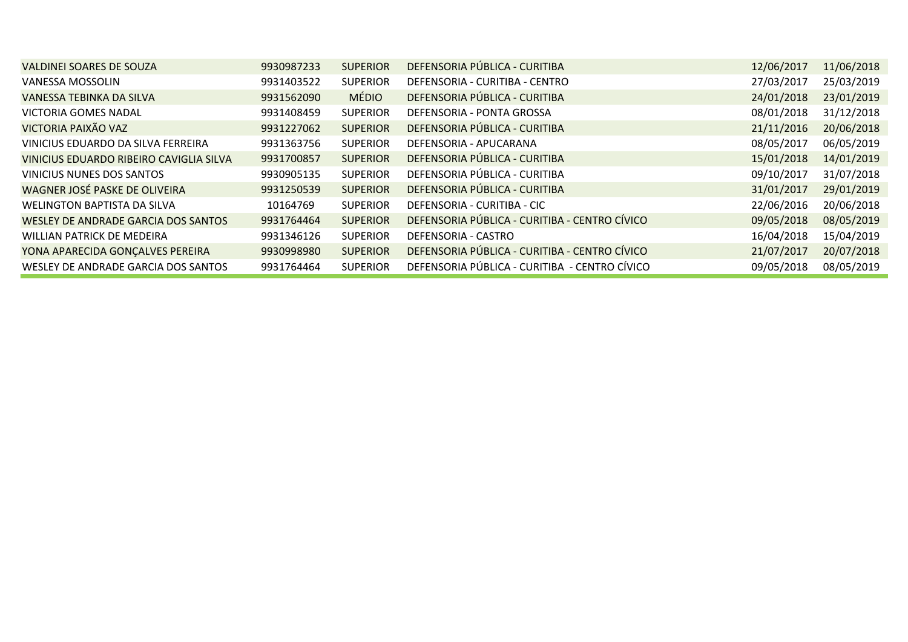| | | | | | |
|---|---|---|---|---|---|
| VALDINEI SOARES DE SOUZA | 9930987233 | SUPERIOR | DEFENSORIA PÚBLICA - CURITIBA | 12/06/2017 | 11/06/2018 |
| VANESSA MOSSOLIN | 9931403522 | SUPERIOR | DEFENSORIA - CURITIBA - CENTRO | 27/03/2017 | 25/03/2019 |
| VANESSA TEBINKA DA SILVA | 9931562090 | MÉDIO | DEFENSORIA PÚBLICA - CURITIBA | 24/01/2018 | 23/01/2019 |
| VICTORIA GOMES NADAL | 9931408459 | SUPERIOR | DEFENSORIA - PONTA GROSSA | 08/01/2018 | 31/12/2018 |
| VICTORIA PAIXÃO VAZ | 9931227062 | SUPERIOR | DEFENSORIA PÚBLICA - CURITIBA | 21/11/2016 | 20/06/2018 |
| VINICIUS EDUARDO DA SILVA FERREIRA | 9931363756 | SUPERIOR | DEFENSORIA - APUCARANA | 08/05/2017 | 06/05/2019 |
| VINICIUS EDUARDO RIBEIRO CAVIGLIA SILVA | 9931700857 | SUPERIOR | DEFENSORIA PÚBLICA - CURITIBA | 15/01/2018 | 14/01/2019 |
| VINICIUS NUNES DOS SANTOS | 9930905135 | SUPERIOR | DEFENSORIA PÚBLICA - CURITIBA | 09/10/2017 | 31/07/2018 |
| WAGNER JOSÉ PASKE DE OLIVEIRA | 9931250539 | SUPERIOR | DEFENSORIA PÚBLICA - CURITIBA | 31/01/2017 | 29/01/2019 |
| WELINGTON BAPTISTA DA SILVA | 10164769 | SUPERIOR | DEFENSORIA - CURITIBA - CIC | 22/06/2016 | 20/06/2018 |
| WESLEY DE ANDRADE GARCIA DOS SANTOS | 9931764464 | SUPERIOR | DEFENSORIA PÚBLICA - CURITIBA - CENTRO CÍVICO | 09/05/2018 | 08/05/2019 |
| WILLIAN PATRICK DE MEDEIRA | 9931346126 | SUPERIOR | DEFENSORIA - CASTRO | 16/04/2018 | 15/04/2019 |
| YONA APARECIDA GONÇALVES PEREIRA | 9930998980 | SUPERIOR | DEFENSORIA PÚBLICA - CURITIBA - CENTRO CÍVICO | 21/07/2017 | 20/07/2018 |
| WESLEY DE ANDRADE GARCIA DOS SANTOS | 9931764464 | SUPERIOR | DEFENSORIA PÚBLICA - CURITIBA - CENTRO CÍVICO | 09/05/2018 | 08/05/2019 |